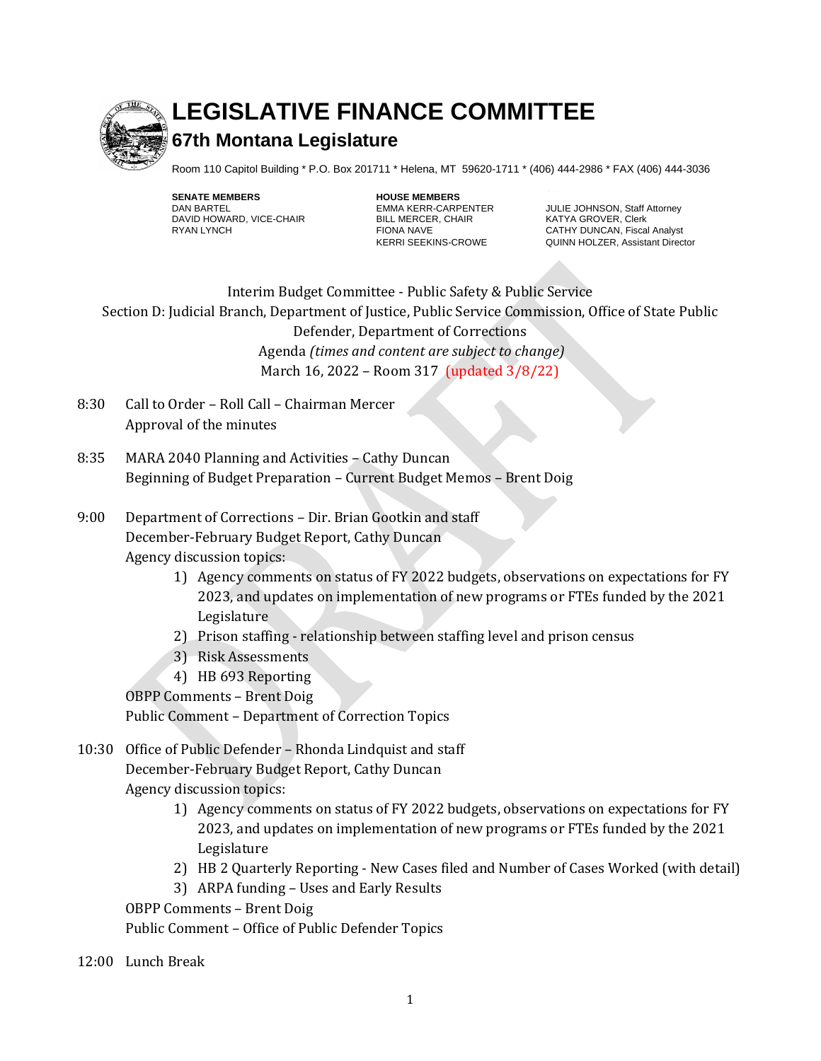# LEGISLATIVE FINANCE COMMITTEE

## 67th Montana Legislature

Room 110 Capitol Building * P.O. Box 201711 * Helena, MT 59620-1711 * (406) 444-2986 * FAX (406) 444-3036

**SENATE MEMBERS**
DAN BARTEL
DAVID HOWARD, VICE-CHAIR
RYAN LYNCH

**HOUSE MEMBERS**
EMMA KERR-CARPENTER
BILL MERCER, CHAIR
FIONA NAVE
KERRI SEEKINS-CROWE

JULIE JOHNSON, Staff Attorney
KATYA GROVER, Clerk
CATHY DUNCAN, Fiscal Analyst
QUINN HOLZER, Assistant Director

Interim Budget Committee - Public Safety & Public Service
Section D: Judicial Branch, Department of Justice, Public Service Commission, Office of State Public Defender, Department of Corrections
Agenda *(times and content are subject to change)*
March 16, 2022 – Room 317 (updated 3/8/22)

8:30 Call to Order – Roll Call – Chairman Mercer
Approval of the minutes

8:35 MARA 2040 Planning and Activities – Cathy Duncan
Beginning of Budget Preparation – Current Budget Memos – Brent Doig

9:00 Department of Corrections – Dir. Brian Gootkin and staff
December-February Budget Report, Cathy Duncan
Agency discussion topics:

1) Agency comments on status of FY 2022 budgets, observations on expectations for FY 2023, and updates on implementation of new programs or FTEs funded by the 2021 Legislature
2) Prison staffing - relationship between staffing level and prison census
3) Risk Assessments
4) HB 693 Reporting

OBPP Comments – Brent Doig
Public Comment – Department of Correction Topics

10:30 Office of Public Defender – Rhonda Lindquist and staff
December-February Budget Report, Cathy Duncan
Agency discussion topics:

1) Agency comments on status of FY 2022 budgets, observations on expectations for FY 2023, and updates on implementation of new programs or FTEs funded by the 2021 Legislature
2) HB 2 Quarterly Reporting - New Cases filed and Number of Cases Worked (with detail)
3) ARPA funding – Uses and Early Results

OBPP Comments – Brent Doig
Public Comment – Office of Public Defender Topics

12:00 Lunch Break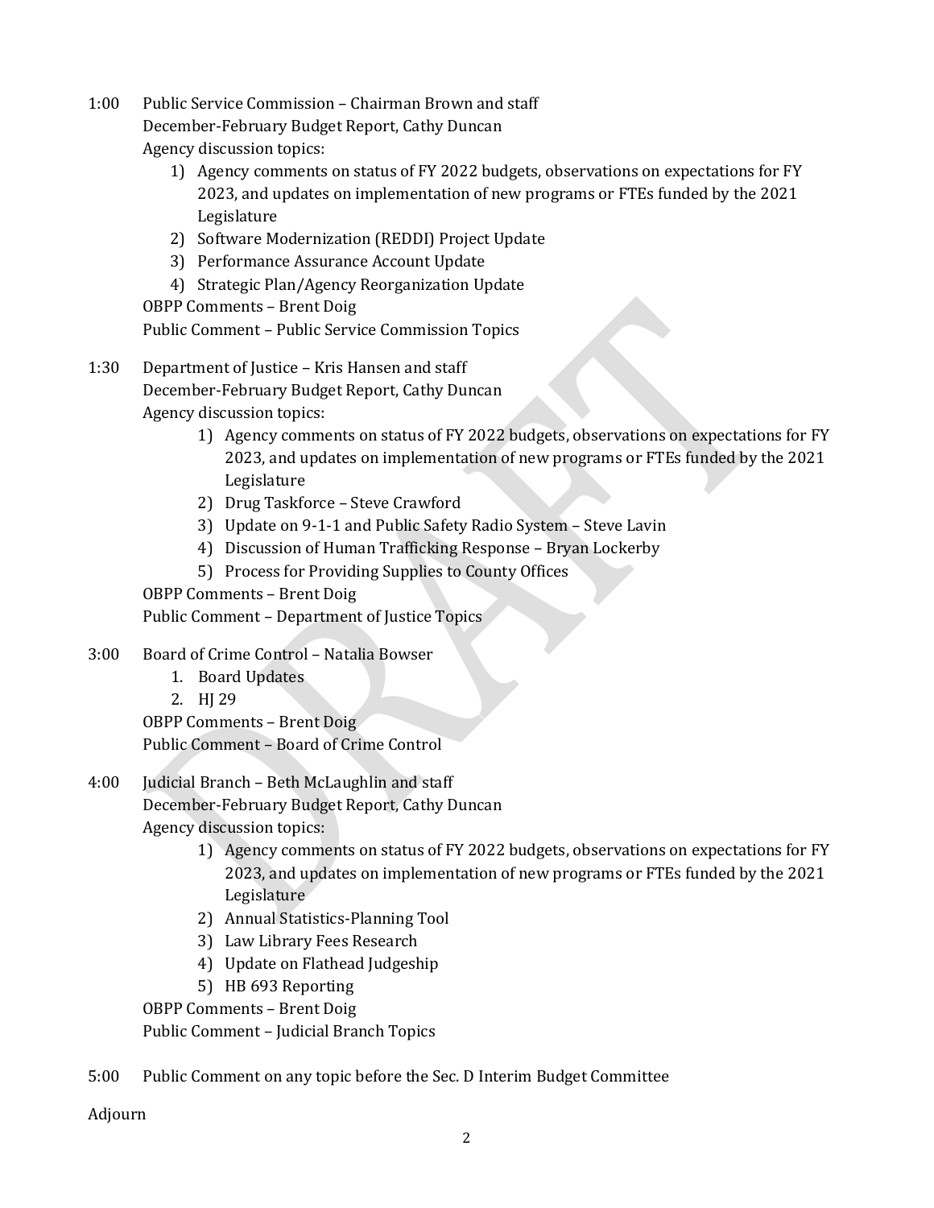1:00 Public Service Commission – Chairman Brown and staff
December-February Budget Report, Cathy Duncan
Agency discussion topics:

1) Agency comments on status of FY 2022 budgets, observations on expectations for FY 2023, and updates on implementation of new programs or FTEs funded by the 2021 Legislature
2) Software Modernization (REDDI) Project Update
3) Performance Assurance Account Update
4) Strategic Plan/Agency Reorganization Update

OBPP Comments – Brent Doig
Public Comment – Public Service Commission Topics

1:30 Department of Justice – Kris Hansen and staff
December-February Budget Report, Cathy Duncan
Agency discussion topics:

1) Agency comments on status of FY 2022 budgets, observations on expectations for FY 2023, and updates on implementation of new programs or FTEs funded by the 2021 Legislature
2) Drug Taskforce – Steve Crawford
3) Update on 9-1-1 and Public Safety Radio System – Steve Lavin
4) Discussion of Human Trafficking Response – Bryan Lockerby
5) Process for Providing Supplies to County Offices

OBPP Comments – Brent Doig
Public Comment – Department of Justice Topics

3:00 Board of Crime Control – Natalia Bowser

1. Board Updates
2. HJ 29

OBPP Comments – Brent Doig
Public Comment – Board of Crime Control

4:00 Judicial Branch – Beth McLaughlin and staff
December-February Budget Report, Cathy Duncan
Agency discussion topics:

1) Agency comments on status of FY 2022 budgets, observations on expectations for FY 2023, and updates on implementation of new programs or FTEs funded by the 2021 Legislature
2) Annual Statistics-Planning Tool
3) Law Library Fees Research
4) Update on Flathead Judgeship
5) HB 693 Reporting

OBPP Comments – Brent Doig
Public Comment – Judicial Branch Topics

5:00 Public Comment on any topic before the Sec. D Interim Budget Committee

Adjourn